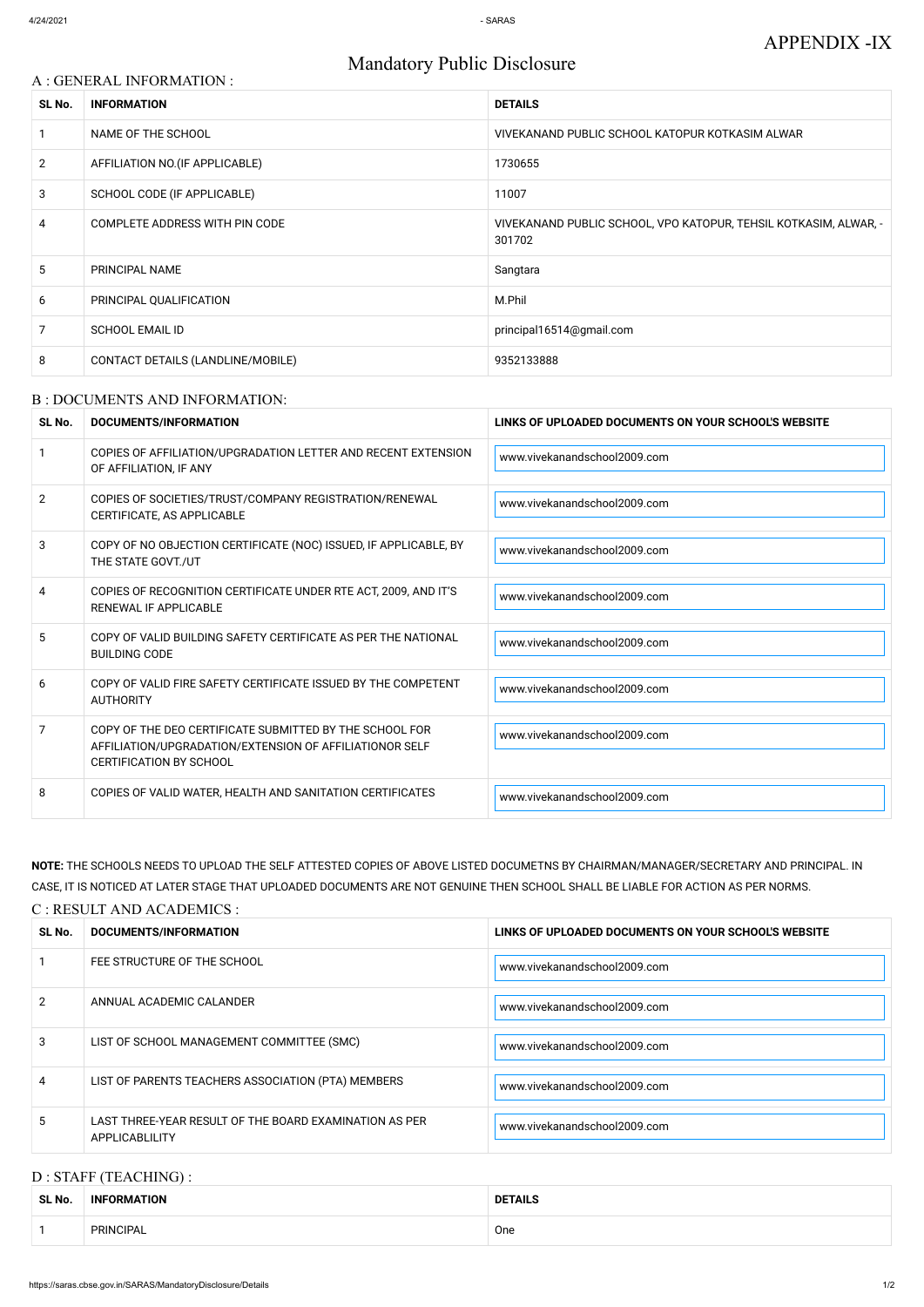APPENDIX -IX

# Mandatory Public Disclosure

## A : GENERAL INFORMATION :

| SL No. | INFORMATION | DETAILS |
|---|---|---|
| 1 | NAME OF THE SCHOOL | VIVEKANAND PUBLIC SCHOOL KATOPUR KOTKASIM ALWAR |
| 2 | AFFILIATION NO.(IF APPLICABLE) | 1730655 |
| 3 | SCHOOL CODE (IF APPLICABLE) | 11007 |
| 4 | COMPLETE ADDRESS WITH PIN CODE | VIVEKANAND PUBLIC SCHOOL, VPO KATOPUR, TEHSIL KOTKASIM, ALWAR, - 301702 |
| 5 | PRINCIPAL NAME | Sangtara |
| 6 | PRINCIPAL QUALIFICATION | M.Phil |
| 7 | SCHOOL EMAIL ID | principal16514@gmail.com |
| 8 | CONTACT DETAILS (LANDLINE/MOBILE) | 9352133888 |

## B : DOCUMENTS AND INFORMATION:

| SL No. | DOCUMENTS/INFORMATION | LINKS OF UPLOADED DOCUMENTS ON YOUR SCHOOL'S WEBSITE |
|---|---|---|
| 1 | COPIES OF AFFILIATION/UPGRADATION LETTER AND RECENT EXTENSION OF AFFILIATION, IF ANY | www.vivekanandschool2009.com |
| 2 | COPIES OF SOCIETIES/TRUST/COMPANY REGISTRATION/RENEWAL CERTIFICATE, AS APPLICABLE | www.vivekanandschool2009.com |
| 3 | COPY OF NO OBJECTION CERTIFICATE (NOC) ISSUED, IF APPLICABLE, BY THE STATE GOVT./UT | www.vivekanandschool2009.com |
| 4 | COPIES OF RECOGNITION CERTIFICATE UNDER RTE ACT, 2009, AND IT'S RENEWAL IF APPLICABLE | www.vivekanandschool2009.com |
| 5 | COPY OF VALID BUILDING SAFETY CERTIFICATE AS PER THE NATIONAL BUILDING CODE | www.vivekanandschool2009.com |
| 6 | COPY OF VALID FIRE SAFETY CERTIFICATE ISSUED BY THE COMPETENT AUTHORITY | www.vivekanandschool2009.com |
| 7 | COPY OF THE DEO CERTIFICATE SUBMITTED BY THE SCHOOL FOR AFFILIATION/UPGRADATION/EXTENSION OF AFFILIATIONOR SELF CERTIFICATION BY SCHOOL | www.vivekanandschool2009.com |
| 8 | COPIES OF VALID WATER, HEALTH AND SANITATION CERTIFICATES | www.vivekanandschool2009.com |

**NOTE:** THE SCHOOLS NEEDS TO UPLOAD THE SELF ATTESTED COPIES OF ABOVE LISTED DOCUMETNS BY CHAIRMAN/MANAGER/SECRETARY AND PRINCIPAL. IN CASE, IT IS NOTICED AT LATER STAGE THAT UPLOADED DOCUMENTS ARE NOT GENUINE THEN SCHOOL SHALL BE LIABLE FOR ACTION AS PER NORMS.

## C : RESULT AND ACADEMICS :

| SL No. | DOCUMENTS/INFORMATION | LINKS OF UPLOADED DOCUMENTS ON YOUR SCHOOL'S WEBSITE |
|---|---|---|
| 1 | FEE STRUCTURE OF THE SCHOOL | www.vivekanandschool2009.com |
| 2 | ANNUAL ACADEMIC CALANDER | www.vivekanandschool2009.com |
| 3 | LIST OF SCHOOL MANAGEMENT COMMITTEE (SMC) | www.vivekanandschool2009.com |
| 4 | LIST OF PARENTS TEACHERS ASSOCIATION (PTA) MEMBERS | www.vivekanandschool2009.com |
| 5 | LAST THREE-YEAR RESULT OF THE BOARD EXAMINATION AS PER APPLICABLILITY | www.vivekanandschool2009.com |

## D : STAFF (TEACHING) :

| SL No. | INFORMATION | DETAILS |
|---|---|---|
| 1 | PRINCIPAL | One |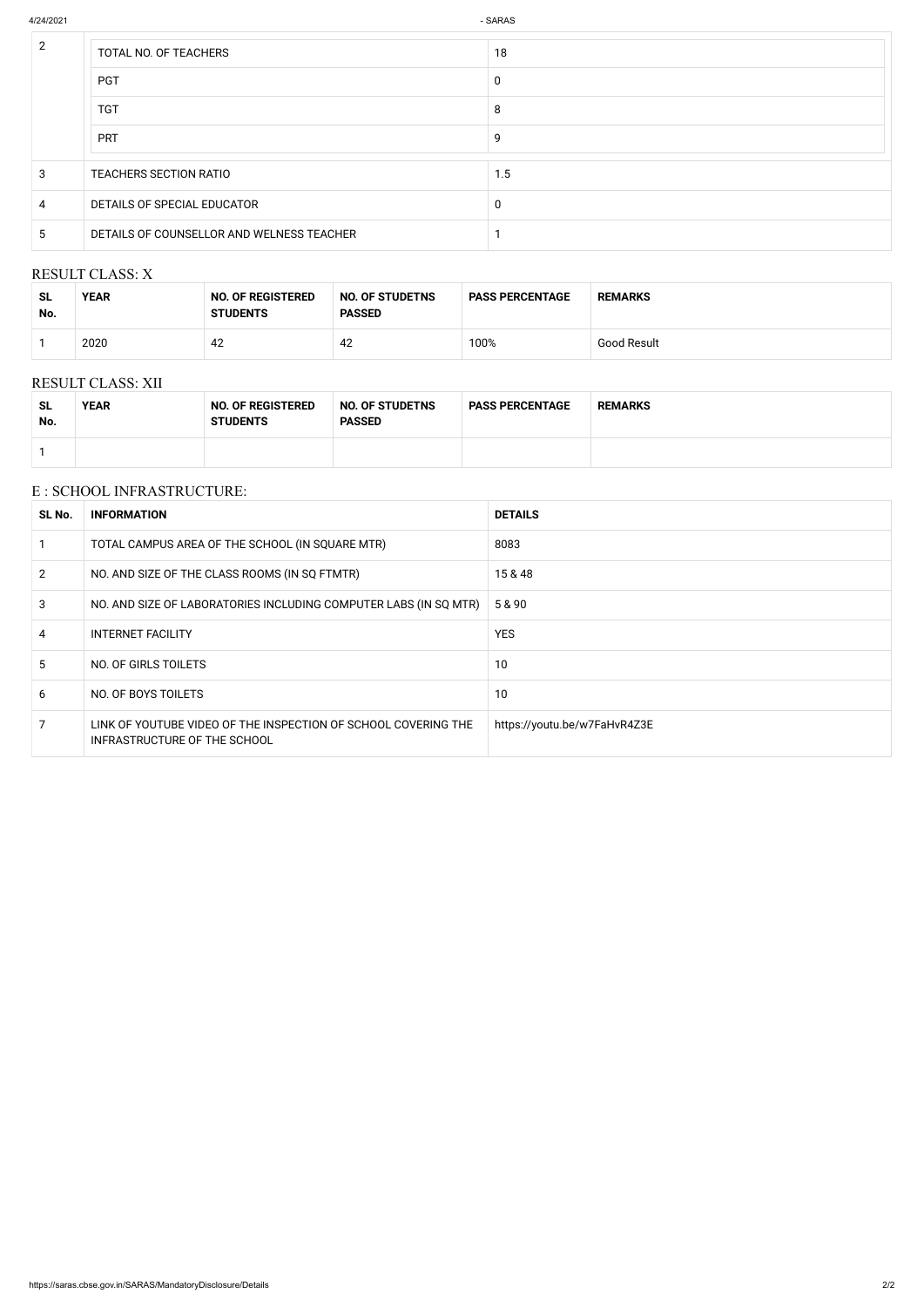| | | |
|---|---|---|
| 2 | TOTAL NO. OF TEACHERS | 18 |
| | PGT | 0 |
| | TGT | 8 |
| | PRT | 9 |
| 3 | TEACHERS SECTION RATIO | 1.5 |
| 4 | DETAILS OF SPECIAL EDUCATOR | 0 |
| 5 | DETAILS OF COUNSELLOR AND WELNESS TEACHER | 1 |

## RESULT CLASS: X

| SL No. | YEAR | NO. OF REGISTERED STUDENTS | NO. OF STUDETNS PASSED | PASS PERCENTAGE | REMARKS |
|---|---|---|---|---|---|
| 1 | 2020 | 42 | 42 | 100% | Good Result |

## RESULT CLASS: XII

| SL No. | YEAR | NO. OF REGISTERED STUDENTS | NO. OF STUDETNS PASSED | PASS PERCENTAGE | REMARKS |
|---|---|---|---|---|---|
| 1 | | | | | |

## E : SCHOOL INFRASTRUCTURE:

| SL No. | INFORMATION | DETAILS |
|---|---|---|
| 1 | TOTAL CAMPUS AREA OF THE SCHOOL (IN SQUARE MTR) | 8083 |
| 2 | NO. AND SIZE OF THE CLASS ROOMS (IN SQ FTMTR) | 15 & 48 |
| 3 | NO. AND SIZE OF LABORATORIES INCLUDING COMPUTER LABS (IN SQ MTR) | 5 & 90 |
| 4 | INTERNET FACILITY | YES |
| 5 | NO. OF GIRLS TOILETS | 10 |
| 6 | NO. OF BOYS TOILETS | 10 |
| 7 | LINK OF YOUTUBE VIDEO OF THE INSPECTION OF SCHOOL COVERING THE INFRASTRUCTURE OF THE SCHOOL | https://youtu.be/w7FaHvR4Z3E |